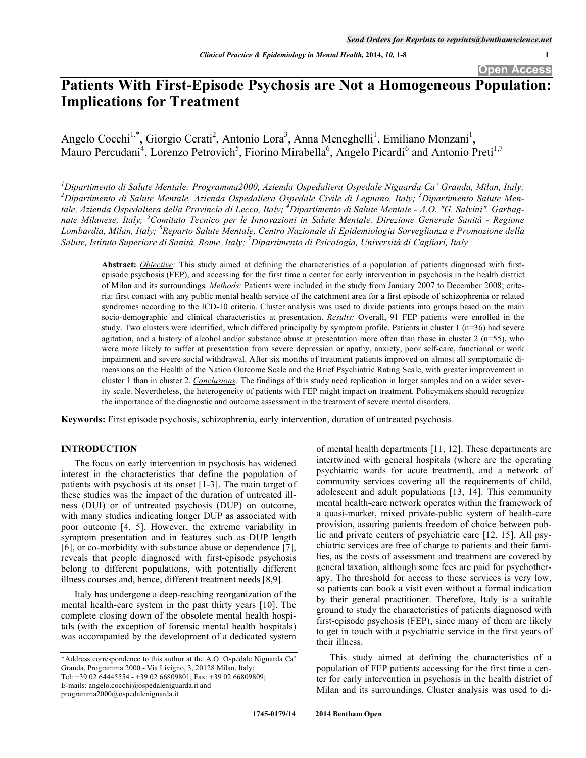# Patients With First-Episode Psychosis are Not a Homogeneous Population: Implications for Treatment

Angelo Cocchi[1,*], Giorgio Cerati[2], Antonio Lora[3], Anna Meneghelli[1], Emiliano Monzani[1], Mauro Percudani[4], Lorenzo Petrovich[5], Fiorino Mirabella[6], Angelo Picardi[6] and Antonio Preti[1,7]

[1]Dipartimento di Salute Mentale: Programma2000, Azienda Ospedaliera Ospedale Niguarda Ca' Granda, Milan, Italy; [2]Dipartimento di Salute Mentale, Azienda Ospedaliera Ospedale Civile di Legnano, Italy; [3]Dipartimento Salute Mentale, Azienda Ospedaliera della Provincia di Lecco, Italy; [4]Dipartimento di Salute Mentale - A.O. "G. Salvini", Garbagnate Milanese, Italy; [5]Comitato Tecnico per le Innovazioni in Salute Mentale. Direzione Generale Sanità - Regione Lombardia, Milan, Italy; [6]Reparto Salute Mentale, Centro Nazionale di Epidemiologia Sorveglianza e Promozione della Salute, Istituto Superiore di Sanità, Rome, Italy; [7]Dipartimento di Psicologia, Università di Cagliari, Italy

**Abstract:** *Objective:* This study aimed at defining the characteristics of a population of patients diagnosed with first-episode psychosis (FEP), and accessing for the first time a center for early intervention in psychosis in the health district of Milan and its surroundings. *Methods:* Patients were included in the study from January 2007 to December 2008; criteria: first contact with any public mental health service of the catchment area for a first episode of schizophrenia or related syndromes according to the ICD-10 criteria. Cluster analysis was used to divide patients into groups based on the main socio-demographic and clinical characteristics at presentation. *Results:* Overall, 91 FEP patients were enrolled in the study. Two clusters were identified, which differed principally by symptom profile. Patients in cluster 1 (n=36) had severe agitation, and a history of alcohol and/or substance abuse at presentation more often than those in cluster 2 (n=55), who were more likely to suffer at presentation from severe depression or apathy, anxiety, poor self-care, functional or work impairment and severe social withdrawal. After six months of treatment patients improved on almost all symptomatic dimensions on the Health of the Nation Outcome Scale and the Brief Psychiatric Rating Scale, with greater improvement in cluster 1 than in cluster 2. *Conclusions:* The findings of this study need replication in larger samples and on a wider severity scale. Nevertheless, the heterogeneity of patients with FEP might impact on treatment. Policymakers should recognize the importance of the diagnostic and outcome assessment in the treatment of severe mental disorders.

**Keywords:** First episode psychosis, schizophrenia, early intervention, duration of untreated psychosis.

## INTRODUCTION

The focus on early intervention in psychosis has widened interest in the characteristics that define the population of patients with psychosis at its onset [1-3]. The main target of these studies was the impact of the duration of untreated illness (DUI) or of untreated psychosis (DUP) on outcome, with many studies indicating longer DUP as associated with poor outcome [4, 5]. However, the extreme variability in symptom presentation and in features such as DUP length [6], or co-morbidity with substance abuse or dependence [7], reveals that people diagnosed with first-episode psychosis belong to different populations, with potentially different illness courses and, hence, different treatment needs [8,9].

Italy has undergone a deep-reaching reorganization of the mental health-care system in the past thirty years [10]. The complete closing down of the obsolete mental health hospitals (with the exception of forensic mental health hospitals) was accompanied by the development of a dedicated system of mental health departments [11, 12]. These departments are intertwined with general hospitals (where are the operating psychiatric wards for acute treatment), and a network of community services covering all the requirements of child, adolescent and adult populations [13, 14]. This community mental health-care network operates within the framework of a quasi-market, mixed private-public system of health-care provision, assuring patients freedom of choice between public and private centers of psychiatric care [12, 15]. All psychiatric services are free of charge to patients and their families, as the costs of assessment and treatment are covered by general taxation, although some fees are paid for psychotherapy. The threshold for access to these services is very low, so patients can book a visit even without a formal indication by their general practitioner. Therefore, Italy is a suitable ground to study the characteristics of patients diagnosed with first-episode psychosis (FEP), since many of them are likely to get in touch with a psychiatric service in the first years of their illness.

This study aimed at defining the characteristics of a population of FEP patients accessing for the first time a center for early intervention in psychosis in the health district of Milan and its surroundings. Cluster analysis was used to di-

*Address correspondence to this author at the A.O. Ospedale Niguarda Ca' Granda, Programma 2000 - Via Livigno, 3, 20128 Milan, Italy; Tel: +39 02 64445554 - +39 02 66809801; Fax: +39 02 66809809; E-mails: angelo.cocchi@ospedaleniguarda.it and programma2000@ospedaleniguarda.it

1745-0179/14 2014 Bentham Open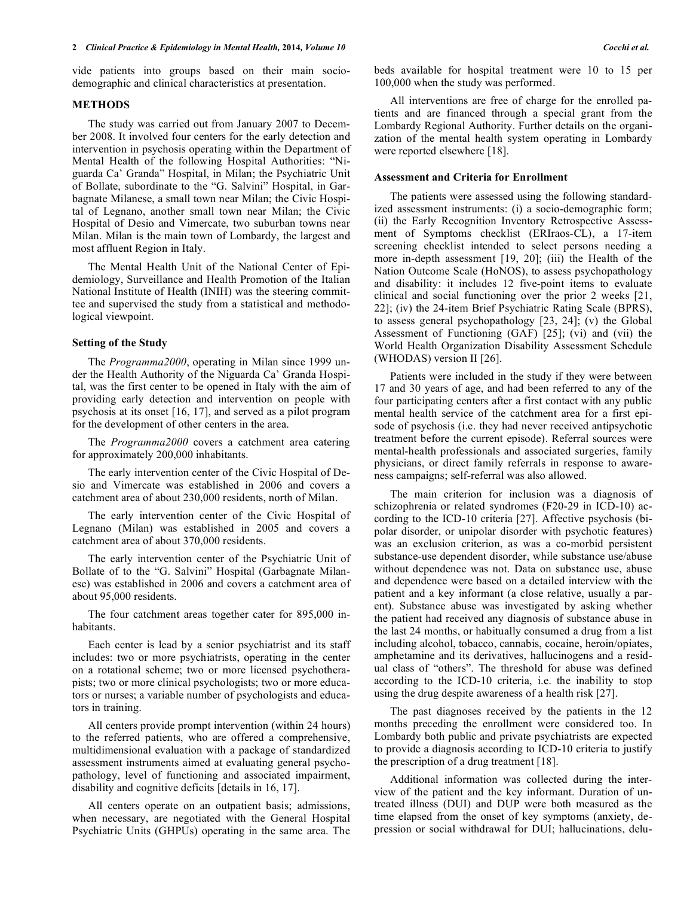vide patients into groups based on their main socio-demographic and clinical characteristics at presentation.

## METHODS

The study was carried out from January 2007 to December 2008. It involved four centers for the early detection and intervention in psychosis operating within the Department of Mental Health of the following Hospital Authorities: "Niguarda Ca' Granda" Hospital, in Milan; the Psychiatric Unit of Bollate, subordinate to the "G. Salvini" Hospital, in Garbagnate Milanese, a small town near Milan; the Civic Hospital of Legnano, another small town near Milan; the Civic Hospital of Desio and Vimercate, two suburban towns near Milan. Milan is the main town of Lombardy, the largest and most affluent Region in Italy.

The Mental Health Unit of the National Center of Epidemiology, Surveillance and Health Promotion of the Italian National Institute of Health (INIH) was the steering committee and supervised the study from a statistical and methodological viewpoint.

### Setting of the Study

The *Programma2000*, operating in Milan since 1999 under the Health Authority of the Niguarda Ca' Granda Hospital, was the first center to be opened in Italy with the aim of providing early detection and intervention on people with psychosis at its onset [16, 17], and served as a pilot program for the development of other centers in the area.

The *Programma2000* covers a catchment area catering for approximately 200,000 inhabitants.

The early intervention center of the Civic Hospital of Desio and Vimercate was established in 2006 and covers a catchment area of about 230,000 residents, north of Milan.

The early intervention center of the Civic Hospital of Legnano (Milan) was established in 2005 and covers a catchment area of about 370,000 residents.

The early intervention center of the Psychiatric Unit of Bollate of to the "G. Salvini" Hospital (Garbagnate Milanese) was established in 2006 and covers a catchment area of about 95,000 residents.

The four catchment areas together cater for 895,000 inhabitants.

Each center is lead by a senior psychiatrist and its staff includes: two or more psychiatrists, operating in the center on a rotational scheme; two or more licensed psychotherapists; two or more clinical psychologists; two or more educators or nurses; a variable number of psychologists and educators in training.

All centers provide prompt intervention (within 24 hours) to the referred patients, who are offered a comprehensive, multidimensional evaluation with a package of standardized assessment instruments aimed at evaluating general psychopathology, level of functioning and associated impairment, disability and cognitive deficits [details in 16, 17].

All centers operate on an outpatient basis; admissions, when necessary, are negotiated with the General Hospital Psychiatric Units (GHPUs) operating in the same area. The beds available for hospital treatment were 10 to 15 per 100,000 when the study was performed.

All interventions are free of charge for the enrolled patients and are financed through a special grant from the Lombardy Regional Authority. Further details on the organization of the mental health system operating in Lombardy were reported elsewhere [18].

### Assessment and Criteria for Enrollment

The patients were assessed using the following standardized assessment instruments: (i) a socio-demographic form; (ii) the Early Recognition Inventory Retrospective Assessment of Symptoms checklist (ERIraos-CL), a 17-item screening checklist intended to select persons needing a more in-depth assessment [19, 20]; (iii) the Health of the Nation Outcome Scale (HoNOS), to assess psychopathology and disability: it includes 12 five-point items to evaluate clinical and social functioning over the prior 2 weeks [21, 22]; (iv) the 24-item Brief Psychiatric Rating Scale (BPRS), to assess general psychopathology [23, 24]; (v) the Global Assessment of Functioning (GAF) [25]; (vi) and (vii) the World Health Organization Disability Assessment Schedule (WHODAS) version II [26].

Patients were included in the study if they were between 17 and 30 years of age, and had been referred to any of the four participating centers after a first contact with any public mental health service of the catchment area for a first episode of psychosis (i.e. they had never received antipsychotic treatment before the current episode). Referral sources were mental-health professionals and associated surgeries, family physicians, or direct family referrals in response to awareness campaigns; self-referral was also allowed.

The main criterion for inclusion was a diagnosis of schizophrenia or related syndromes (F20-29 in ICD-10) according to the ICD-10 criteria [27]. Affective psychosis (bipolar disorder, or unipolar disorder with psychotic features) was an exclusion criterion, as was a co-morbid persistent substance-use dependent disorder, while substance use/abuse without dependence was not. Data on substance use, abuse and dependence were based on a detailed interview with the patient and a key informant (a close relative, usually a parent). Substance abuse was investigated by asking whether the patient had received any diagnosis of substance abuse in the last 24 months, or habitually consumed a drug from a list including alcohol, tobacco, cannabis, cocaine, heroin/opiates, amphetamine and its derivatives, hallucinogens and a residual class of "others". The threshold for abuse was defined according to the ICD-10 criteria, i.e. the inability to stop using the drug despite awareness of a health risk [27].

The past diagnoses received by the patients in the 12 months preceding the enrollment were considered too. In Lombardy both public and private psychiatrists are expected to provide a diagnosis according to ICD-10 criteria to justify the prescription of a drug treatment [18].

Additional information was collected during the interview of the patient and the key informant. Duration of untreated illness (DUI) and DUP were both measured as the time elapsed from the onset of key symptoms (anxiety, depression or social withdrawal for DUI; hallucinations, delu-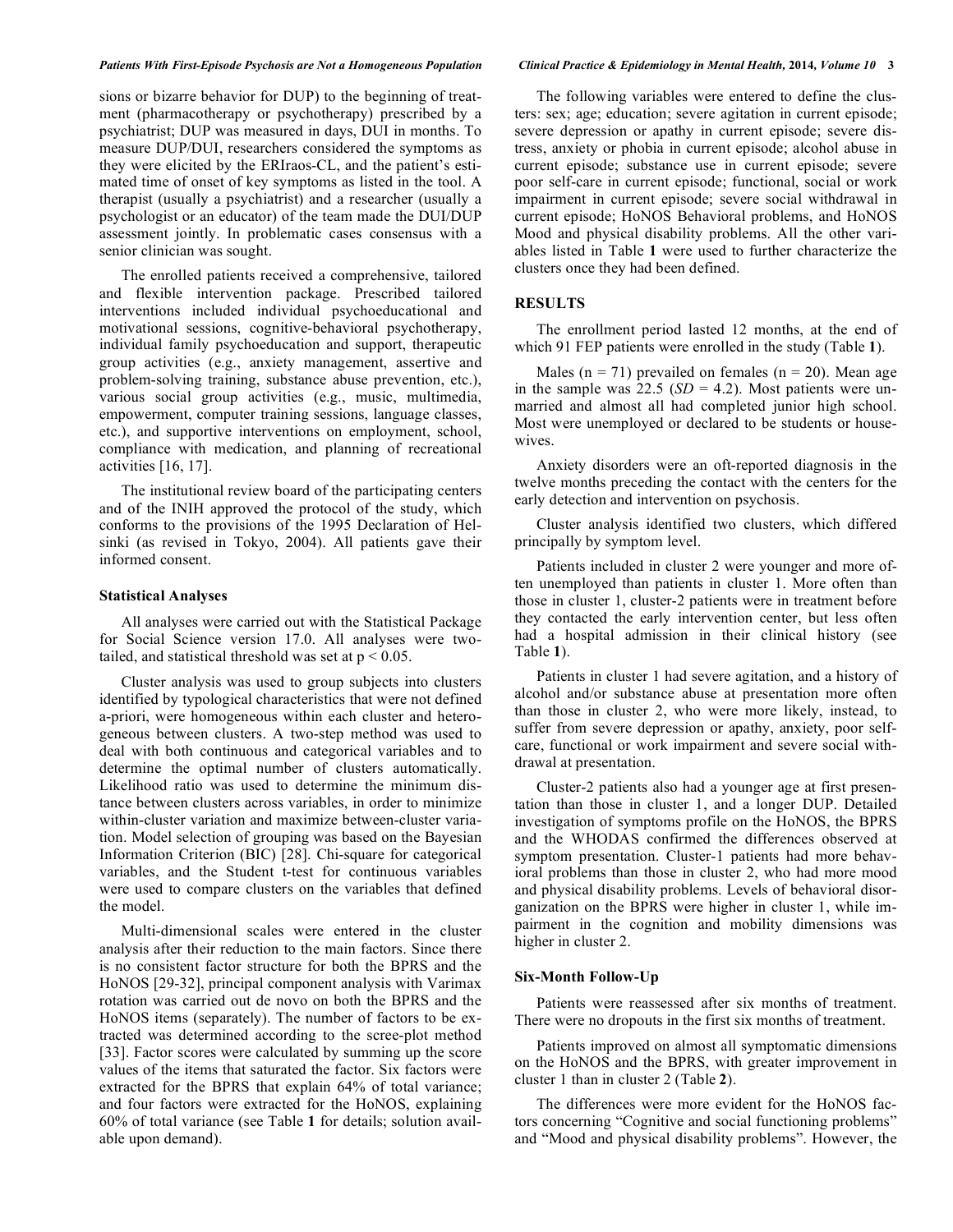sions or bizarre behavior for DUP) to the beginning of treatment (pharmacotherapy or psychotherapy) prescribed by a psychiatrist; DUP was measured in days, DUI in months. To measure DUP/DUI, researchers considered the symptoms as they were elicited by the ERIraos-CL, and the patient's estimated time of onset of key symptoms as listed in the tool. A therapist (usually a psychiatrist) and a researcher (usually a psychologist or an educator) of the team made the DUI/DUP assessment jointly. In problematic cases consensus with a senior clinician was sought.

The enrolled patients received a comprehensive, tailored and flexible intervention package. Prescribed tailored interventions included individual psychoeducational and motivational sessions, cognitive-behavioral psychotherapy, individual family psychoeducation and support, therapeutic group activities (e.g., anxiety management, assertive and problem-solving training, substance abuse prevention, etc.), various social group activities (e.g., music, multimedia, empowerment, computer training sessions, language classes, etc.), and supportive interventions on employment, school, compliance with medication, and planning of recreational activities [16, 17].

The institutional review board of the participating centers and of the INIH approved the protocol of the study, which conforms to the provisions of the 1995 Declaration of Helsinki (as revised in Tokyo, 2004). All patients gave their informed consent.

### Statistical Analyses

All analyses were carried out with the Statistical Package for Social Science version 17.0. All analyses were two-tailed, and statistical threshold was set at $p < 0.05$.

Cluster analysis was used to group subjects into clusters identified by typological characteristics that were not defined a-priori, were homogeneous within each cluster and heterogeneous between clusters. A two-step method was used to deal with both continuous and categorical variables and to determine the optimal number of clusters automatically. Likelihood ratio was used to determine the minimum distance between clusters across variables, in order to minimize within-cluster variation and maximize between-cluster variation. Model selection of grouping was based on the Bayesian Information Criterion (BIC) [28]. Chi-square for categorical variables, and the Student t-test for continuous variables were used to compare clusters on the variables that defined the model.

Multi-dimensional scales were entered in the cluster analysis after their reduction to the main factors. Since there is no consistent factor structure for both the BPRS and the HoNOS [29-32], principal component analysis with Varimax rotation was carried out de novo on both the BPRS and the HoNOS items (separately). The number of factors to be extracted was determined according to the scree-plot method [33]. Factor scores were calculated by summing up the score values of the items that saturated the factor. Six factors were extracted for the BPRS that explain 64% of total variance; and four factors were extracted for the HoNOS, explaining 60% of total variance (see Table **1** for details; solution available upon demand).

The following variables were entered to define the clusters: sex; age; education; severe agitation in current episode; severe depression or apathy in current episode; severe distress, anxiety or phobia in current episode; alcohol abuse in current episode; substance use in current episode; severe poor self-care in current episode; functional, social or work impairment in current episode; severe social withdrawal in current episode; HoNOS Behavioral problems, and HoNOS Mood and physical disability problems. All the other variables listed in Table **1** were used to further characterize the clusters once they had been defined.

## RESULTS

The enrollment period lasted 12 months, at the end of which 91 FEP patients were enrolled in the study (Table **1**).

Males ($n = 71$) prevailed on females ($n = 20$). Mean age in the sample was 22.5 ($SD = 4.2$). Most patients were unmarried and almost all had completed junior high school. Most were unemployed or declared to be students or housewives.

Anxiety disorders were an oft-reported diagnosis in the twelve months preceding the contact with the centers for the early detection and intervention on psychosis.

Cluster analysis identified two clusters, which differed principally by symptom level.

Patients included in cluster 2 were younger and more often unemployed than patients in cluster 1. More often than those in cluster 1, cluster-2 patients were in treatment before they contacted the early intervention center, but less often had a hospital admission in their clinical history (see Table **1**).

Patients in cluster 1 had severe agitation, and a history of alcohol and/or substance abuse at presentation more often than those in cluster 2, who were more likely, instead, to suffer from severe depression or apathy, anxiety, poor self-care, functional or work impairment and severe social withdrawal at presentation.

Cluster-2 patients also had a younger age at first presentation than those in cluster 1, and a longer DUP. Detailed investigation of symptoms profile on the HoNOS, the BPRS and the WHODAS confirmed the differences observed at symptom presentation. Cluster-1 patients had more behavioral problems than those in cluster 2, who had more mood and physical disability problems. Levels of behavioral disorganization on the BPRS were higher in cluster 1, while impairment in the cognition and mobility dimensions was higher in cluster 2.

### Six-Month Follow-Up

Patients were reassessed after six months of treatment. There were no dropouts in the first six months of treatment.

Patients improved on almost all symptomatic dimensions on the HoNOS and the BPRS, with greater improvement in cluster 1 than in cluster 2 (Table **2**).

The differences were more evident for the HoNOS factors concerning "Cognitive and social functioning problems" and "Mood and physical disability problems". However, the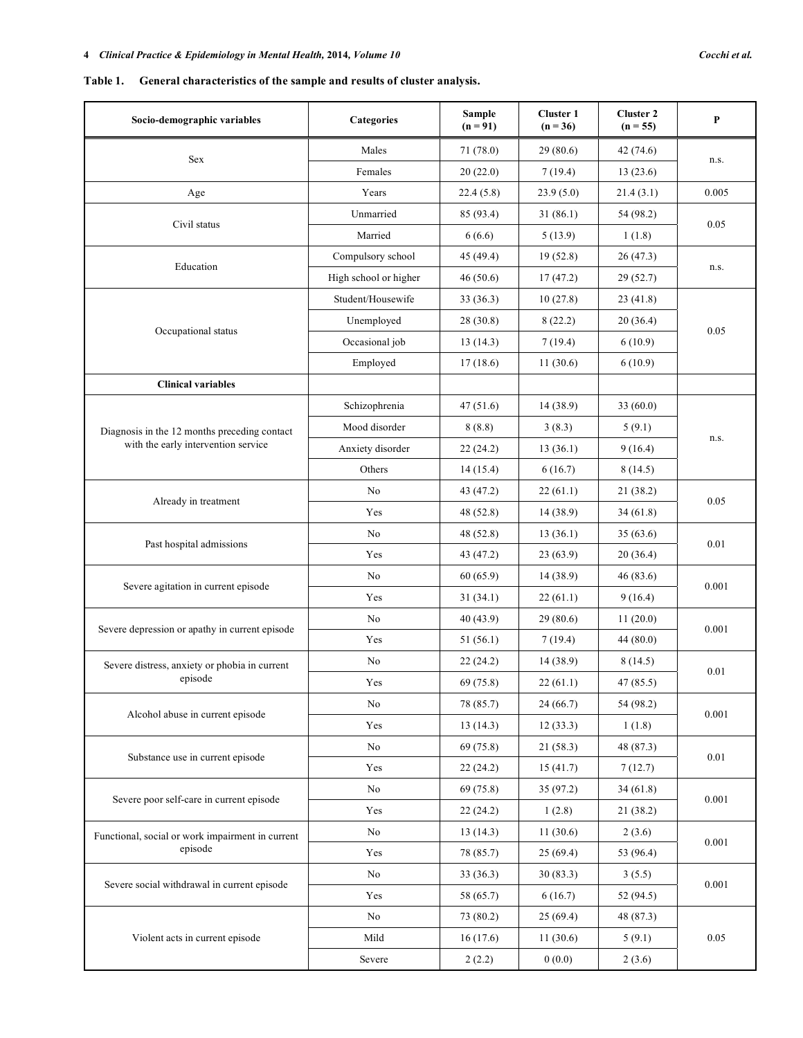**Table 1. General characteristics of the sample and results of cluster analysis.**

| Socio-demographic variables | Categories | Sample (n = 91) | Cluster 1 (n = 36) | Cluster 2 (n = 55) | P |
|---|---|---|---|---|---|
| Sex | Males | 71 (78.0) | 29 (80.6) | 42 (74.6) | n.s. |
| | Females | 20 (22.0) | 7 (19.4) | 13 (23.6) | |
| Age | Years | 22.4 (5.8) | 23.9 (5.0) | 21.4 (3.1) | 0.005 |
| Civil status | Unmarried | 85 (93.4) | 31 (86.1) | 54 (98.2) | 0.05 |
| | Married | 6 (6.6) | 5 (13.9) | 1 (1.8) | |
| Education | Compulsory school | 45 (49.4) | 19 (52.8) | 26 (47.3) | n.s. |
| | High school or higher | 46 (50.6) | 17 (47.2) | 29 (52.7) | |
| Occupational status | Student/Housewife | 33 (36.3) | 10 (27.8) | 23 (41.8) | 0.05 |
| | Unemployed | 28 (30.8) | 8 (22.2) | 20 (36.4) | |
| | Occasional job | 13 (14.3) | 7 (19.4) | 6 (10.9) | |
| | Employed | 17 (18.6) | 11 (30.6) | 6 (10.9) | |
| **Clinical variables** | | | | | |
| Diagnosis in the 12 months preceding contact with the early intervention service | Schizophrenia | 47 (51.6) | 14 (38.9) | 33 (60.0) | n.s. |
| | Mood disorder | 8 (8.8) | 3 (8.3) | 5 (9.1) | |
| | Anxiety disorder | 22 (24.2) | 13 (36.1) | 9 (16.4) | |
| | Others | 14 (15.4) | 6 (16.7) | 8 (14.5) | |
| Already in treatment | No | 43 (47.2) | 22 (61.1) | 21 (38.2) | 0.05 |
| | Yes | 48 (52.8) | 14 (38.9) | 34 (61.8) | |
| Past hospital admissions | No | 48 (52.8) | 13 (36.1) | 35 (63.6) | 0.01 |
| | Yes | 43 (47.2) | 23 (63.9) | 20 (36.4) | |
| Severe agitation in current episode | No | 60 (65.9) | 14 (38.9) | 46 (83.6) | 0.001 |
| | Yes | 31 (34.1) | 22 (61.1) | 9 (16.4) | |
| Severe depression or apathy in current episode | No | 40 (43.9) | 29 (80.6) | 11 (20.0) | 0.001 |
| | Yes | 51 (56.1) | 7 (19.4) | 44 (80.0) | |
| Severe distress, anxiety or phobia in current episode | No | 22 (24.2) | 14 (38.9) | 8 (14.5) | 0.01 |
| | Yes | 69 (75.8) | 22 (61.1) | 47 (85.5) | |
| Alcohol abuse in current episode | No | 78 (85.7) | 24 (66.7) | 54 (98.2) | 0.001 |
| | Yes | 13 (14.3) | 12 (33.3) | 1 (1.8) | |
| Substance use in current episode | No | 69 (75.8) | 21 (58.3) | 48 (87.3) | 0.01 |
| | Yes | 22 (24.2) | 15 (41.7) | 7 (12.7) | |
| Severe poor self-care in current episode | No | 69 (75.8) | 35 (97.2) | 34 (61.8) | 0.001 |
| | Yes | 22 (24.2) | 1 (2.8) | 21 (38.2) | |
| Functional, social or work impairment in current episode | No | 13 (14.3) | 11 (30.6) | 2 (3.6) | 0.001 |
| | Yes | 78 (85.7) | 25 (69.4) | 53 (96.4) | |
| Severe social withdrawal in current episode | No | 33 (36.3) | 30 (83.3) | 3 (5.5) | 0.001 |
| | Yes | 58 (65.7) | 6 (16.7) | 52 (94.5) | |
| Violent acts in current episode | No | 73 (80.2) | 25 (69.4) | 48 (87.3) | 0.05 |
| | Mild | 16 (17.6) | 11 (30.6) | 5 (9.1) | |
| | Severe | 2 (2.2) | 0 (0.0) | 2 (3.6) | |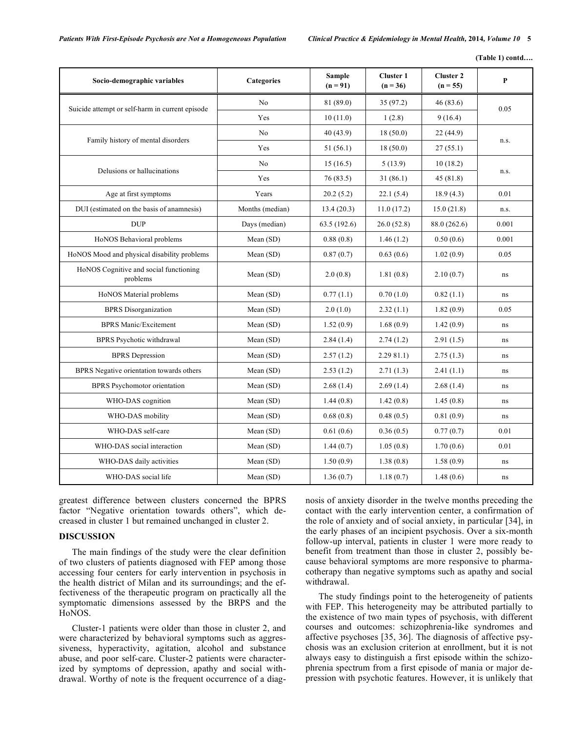(Table 1) contd….

| Socio-demographic variables | Categories | Sample (n = 91) | Cluster 1 (n = 36) | Cluster 2 (n = 55) | P |
|---|---|---|---|---|---|
| Suicide attempt or self-harm in current episode | No | 81 (89.0) | 35 (97.2) | 46 (83.6) | 0.05 |
| | Yes | 10 (11.0) | 1 (2.8) | 9 (16.4) | |
| Family history of mental disorders | No | 40 (43.9) | 18 (50.0) | 22 (44.9) | n.s. |
| | Yes | 51 (56.1) | 18 (50.0) | 27 (55.1) | |
| Delusions or hallucinations | No | 15 (16.5) | 5 (13.9) | 10 (18.2) | n.s. |
| | Yes | 76 (83.5) | 31 (86.1) | 45 (81.8) | |
| Age at first symptoms | Years | 20.2 (5.2) | 22.1 (5.4) | 18.9 (4.3) | 0.01 |
| DUI (estimated on the basis of anamnesis) | Months (median) | 13.4 (20.3) | 11.0 (17.2) | 15.0 (21.8) | n.s. |
| DUP | Days (median) | 63.5 (192.6) | 26.0 (52.8) | 88.0 (262.6) | 0.001 |
| HoNOS Behavioral problems | Mean (SD) | 0.88 (0.8) | 1.46 (1.2) | 0.50 (0.6) | 0.001 |
| HoNOS Mood and physical disability problems | Mean (SD) | 0.87 (0.7) | 0.63 (0.6) | 1.02 (0.9) | 0.05 |
| HoNOS Cognitive and social functioning problems | Mean (SD) | 2.0 (0.8) | 1.81 (0.8) | 2.10 (0.7) | ns |
| HoNOS Material problems | Mean (SD) | 0.77 (1.1) | 0.70 (1.0) | 0.82 (1.1) | ns |
| BPRS Disorganization | Mean (SD) | 2.0 (1.0) | 2.32 (1.1) | 1.82 (0.9) | 0.05 |
| BPRS Manic/Excitement | Mean (SD) | 1.52 (0.9) | 1.68 (0.9) | 1.42 (0.9) | ns |
| BPRS Psychotic withdrawal | Mean (SD) | 2.84 (1.4) | 2.74 (1.2) | 2.91 (1.5) | ns |
| BPRS Depression | Mean (SD) | 2.57 (1.2) | 2.29 81.1) | 2.75 (1.3) | ns |
| BPRS Negative orientation towards others | Mean (SD) | 2.53 (1.2) | 2.71 (1.3) | 2.41 (1.1) | ns |
| BPRS Psychomotor orientation | Mean (SD) | 2.68 (1.4) | 2.69 (1.4) | 2.68 (1.4) | ns |
| WHO-DAS cognition | Mean (SD) | 1.44 (0.8) | 1.42 (0.8) | 1.45 (0.8) | ns |
| WHO-DAS mobility | Mean (SD) | 0.68 (0.8) | 0.48 (0.5) | 0.81 (0.9) | ns |
| WHO-DAS self-care | Mean (SD) | 0.61 (0.6) | 0.36 (0.5) | 0.77 (0.7) | 0.01 |
| WHO-DAS social interaction | Mean (SD) | 1.44 (0.7) | 1.05 (0.8) | 1.70 (0.6) | 0.01 |
| WHO-DAS daily activities | Mean (SD) | 1.50 (0.9) | 1.38 (0.8) | 1.58 (0.9) | ns |
| WHO-DAS social life | Mean (SD) | 1.36 (0.7) | 1.18 (0.7) | 1.48 (0.6) | ns |

greatest difference between clusters concerned the BPRS factor "Negative orientation towards others", which decreased in cluster 1 but remained unchanged in cluster 2.

## DISCUSSION

The main findings of the study were the clear definition of two clusters of patients diagnosed with FEP among those accessing four centers for early intervention in psychosis in the health district of Milan and its surroundings; and the effectiveness of the therapeutic program on practically all the symptomatic dimensions assessed by the BRPS and the HoNOS.

Cluster-1 patients were older than those in cluster 2, and were characterized by behavioral symptoms such as aggressiveness, hyperactivity, agitation, alcohol and substance abuse, and poor self-care. Cluster-2 patients were characterized by symptoms of depression, apathy and social withdrawal. Worthy of note is the frequent occurrence of a diagnosis of anxiety disorder in the twelve months preceding the contact with the early intervention center, a confirmation of the role of anxiety and of social anxiety, in particular [34], in the early phases of an incipient psychosis. Over a six-month follow-up interval, patients in cluster 1 were more ready to benefit from treatment than those in cluster 2, possibly because behavioral symptoms are more responsive to pharmacotherapy than negative symptoms such as apathy and social withdrawal.

The study findings point to the heterogeneity of patients with FEP. This heterogeneity may be attributed partially to the existence of two main types of psychosis, with different courses and outcomes: schizophrenia-like syndromes and affective psychoses [35, 36]. The diagnosis of affective psychosis was an exclusion criterion at enrollment, but it is not always easy to distinguish a first episode within the schizophrenia spectrum from a first episode of mania or major depression with psychotic features. However, it is unlikely that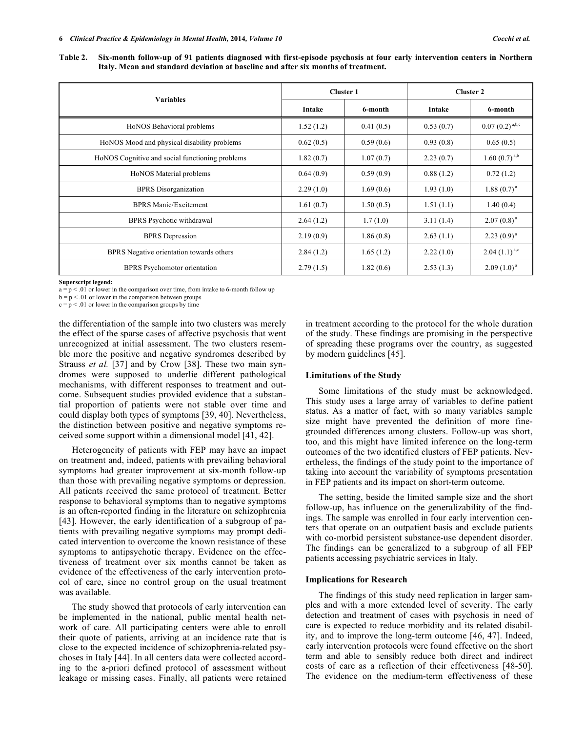**Table 2. Six-month follow-up of 91 patients diagnosed with first-episode psychosis at four early intervention centers in Northern Italy. Mean and standard deviation at baseline and after six months of treatment.**

| Variables | Cluster 1 | | Cluster 2 | |
|---|---|---|---|---|
| | Intake | 6-month | Intake | 6-month |
| HoNOS Behavioral problems | 1.52 (1.2) | 0.41 (0.5) | 0.53 (0.7) | 0.07 (0.2) [a,b,c] |
| HoNOS Mood and physical disability problems | 0.62 (0.5) | 0.59 (0.6) | 0.93 (0.8) | 0.65 (0.5) |
| HoNOS Cognitive and social functioning problems | 1.82 (0.7) | 1.07 (0.7) | 2.23 (0.7) | 1.60 (0.7) [a,b] |
| HoNOS Material problems | 0.64 (0.9) | 0.59 (0.9) | 0.88 (1.2) | 0.72 (1.2) |
| BPRS Disorganization | 2.29 (1.0) | 1.69 (0.6) | 1.93 (1.0) | 1.88 (0.7) [a] |
| BPRS Manic/Excitement | 1.61 (0.7) | 1.50 (0.5) | 1.51 (1.1) | 1.40 (0.4) |
| BPRS Psychotic withdrawal | 2.64 (1.2) | 1.7 (1.0) | 3.11 (1.4) | 2.07 (0.8) [a] |
| BPRS Depression | 2.19 (0.9) | 1.86 (0.8) | 2.63 (1.1) | 2.23 (0.9) [a] |
| BPRS Negative orientation towards others | 2.84 (1.2) | 1.65 (1.2) | 2.22 (1.0) | 2.04 (1.1) [a,c] |
| BPRS Psychomotor orientation | 2.79 (1.5) | 1.82 (0.6) | 2.53 (1.3) | 2.09 (1.0) [a] |

**Superscript legend:**
a = $p < .01$ or lower in the comparison over time, from intake to 6-month follow up
b = $p < .01$ or lower in the comparison between groups
c = $p < .01$ or lower in the comparison groups by time

the differentiation of the sample into two clusters was merely the effect of the sparse cases of affective psychosis that went unrecognized at initial assessment. The two clusters resemble more the positive and negative syndromes described by Strauss *et al.* [37] and by Crow [38]. These two main syndromes were supposed to underlie different pathological mechanisms, with different responses to treatment and outcome. Subsequent studies provided evidence that a substantial proportion of patients were not stable over time and could display both types of symptoms [39, 40]. Nevertheless, the distinction between positive and negative symptoms received some support within a dimensional model [41, 42].

Heterogeneity of patients with FEP may have an impact on treatment and, indeed, patients with prevailing behavioral symptoms had greater improvement at six-month follow-up than those with prevailing negative symptoms or depression. All patients received the same protocol of treatment. Better response to behavioral symptoms than to negative symptoms is an often-reported finding in the literature on schizophrenia [43]. However, the early identification of a subgroup of patients with prevailing negative symptoms may prompt dedicated intervention to overcome the known resistance of these symptoms to antipsychotic therapy. Evidence on the effectiveness of treatment over six months cannot be taken as evidence of the effectiveness of the early intervention protocol of care, since no control group on the usual treatment was available.

The study showed that protocols of early intervention can be implemented in the national, public mental health network of care. All participating centers were able to enroll their quote of patients, arriving at an incidence rate that is close to the expected incidence of schizophrenia-related psychoses in Italy [44]. In all centers data were collected according to the a-priori defined protocol of assessment without leakage or missing cases. Finally, all patients were retained in treatment according to the protocol for the whole duration of the study. These findings are promising in the perspective of spreading these programs over the country, as suggested by modern guidelines [45].

### Limitations of the Study

Some limitations of the study must be acknowledged. This study uses a large array of variables to define patient status. As a matter of fact, with so many variables sample size might have prevented the definition of more fine-grounded differences among clusters. Follow-up was short, too, and this might have limited inference on the long-term outcomes of the two identified clusters of FEP patients. Nevertheless, the findings of the study point to the importance of taking into account the variability of symptoms presentation in FEP patients and its impact on short-term outcome.

The setting, beside the limited sample size and the short follow-up, has influence on the generalizability of the findings. The sample was enrolled in four early intervention centers that operate on an outpatient basis and exclude patients with co-morbid persistent substance-use dependent disorder. The findings can be generalized to a subgroup of all FEP patients accessing psychiatric services in Italy.

### Implications for Research

The findings of this study need replication in larger samples and with a more extended level of severity. The early detection and treatment of cases with psychosis in need of care is expected to reduce morbidity and its related disability, and to improve the long-term outcome [46, 47]. Indeed, early intervention protocols were found effective on the short term and able to sensibly reduce both direct and indirect costs of care as a reflection of their effectiveness [48-50]. The evidence on the medium-term effectiveness of these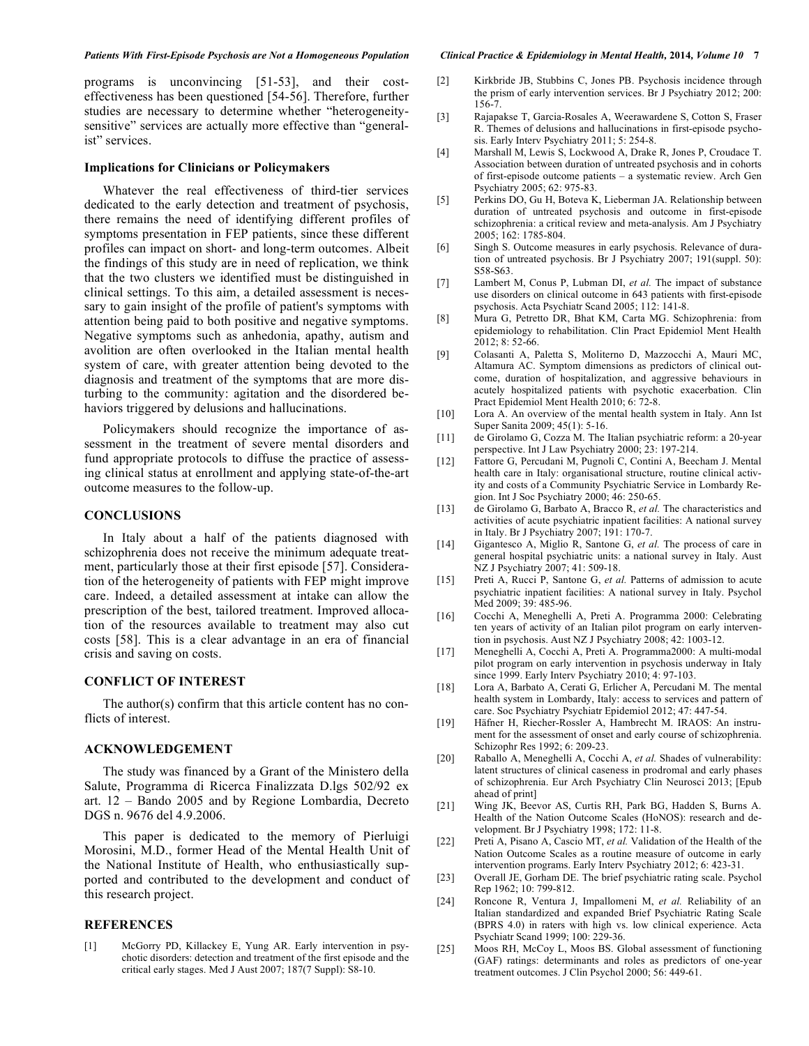programs is unconvincing [51-53], and their cost-effectiveness has been questioned [54-56]. Therefore, further studies are necessary to determine whether "heterogeneity-sensitive" services are actually more effective than "generalist" services.

### Implications for Clinicians or Policymakers

Whatever the real effectiveness of third-tier services dedicated to the early detection and treatment of psychosis, there remains the need of identifying different profiles of symptoms presentation in FEP patients, since these different profiles can impact on short- and long-term outcomes. Albeit the findings of this study are in need of replication, we think that the two clusters we identified must be distinguished in clinical settings. To this aim, a detailed assessment is necessary to gain insight of the profile of patient's symptoms with attention being paid to both positive and negative symptoms. Negative symptoms such as anhedonia, apathy, autism and avolition are often overlooked in the Italian mental health system of care, with greater attention being devoted to the diagnosis and treatment of the symptoms that are more disturbing to the community: agitation and the disordered behaviors triggered by delusions and hallucinations.

Policymakers should recognize the importance of assessment in the treatment of severe mental disorders and fund appropriate protocols to diffuse the practice of assessing clinical status at enrollment and applying state-of-the-art outcome measures to the follow-up.

## CONCLUSIONS

In Italy about a half of the patients diagnosed with schizophrenia does not receive the minimum adequate treatment, particularly those at their first episode [57]. Consideration of the heterogeneity of patients with FEP might improve care. Indeed, a detailed assessment at intake can allow the prescription of the best, tailored treatment. Improved allocation of the resources available to treatment may also cut costs [58]. This is a clear advantage in an era of financial crisis and saving on costs.

## CONFLICT OF INTEREST

The author(s) confirm that this article content has no conflicts of interest.

## ACKNOWLEDGEMENT

The study was financed by a Grant of the Ministero della Salute, Programma di Ricerca Finalizzata D.lgs 502/92 ex art. 12 – Bando 2005 and by Regione Lombardia, Decreto DGS n. 9676 del 4.9.2006.

This paper is dedicated to the memory of Pierluigi Morosini, M.D., former Head of the Mental Health Unit of the National Institute of Health, who enthusiastically supported and contributed to the development and conduct of this research project.

## REFERENCES

[1] McGorry PD, Killackey E, Yung AR. Early intervention in psychotic disorders: detection and treatment of the first episode and the critical early stages. Med J Aust 2007; 187(7 Suppl): S8-10.

[2] Kirkbride JB, Stubbins C, Jones PB. Psychosis incidence through the prism of early intervention services. Br J Psychiatry 2012; 200: 156-7.

[3] Rajapakse T, Garcia-Rosales A, Weerawardene S, Cotton S, Fraser R. Themes of delusions and hallucinations in first-episode psychosis. Early Interv Psychiatry 2011; 5: 254-8.

[4] Marshall M, Lewis S, Lockwood A, Drake R, Jones P, Croudace T. Association between duration of untreated psychosis and in cohorts of first-episode outcome patients – a systematic review. Arch Gen Psychiatry 2005; 62: 975-83.

[5] Perkins DO, Gu H, Boteva K, Lieberman JA. Relationship between duration of untreated psychosis and outcome in first-episode schizophrenia: a critical review and meta-analysis. Am J Psychiatry 2005; 162: 1785-804.

[6] Singh S. Outcome measures in early psychosis. Relevance of duration of untreated psychosis. Br J Psychiatry 2007; 191(suppl. 50): S58-S63.

[7] Lambert M, Conus P, Lubman DI, *et al.* The impact of substance use disorders on clinical outcome in 643 patients with first-episode psychosis. Acta Psychiatr Scand 2005; 112: 141-8.

[8] Mura G, Petretto DR, Bhat KM, Carta MG. Schizophrenia: from epidemiology to rehabilitation. Clin Pract Epidemiol Ment Health 2012; 8: 52-66.

[9] Colasanti A, Paletta S, Moliterno D, Mazzocchi A, Mauri MC, Altamura AC. Symptom dimensions as predictors of clinical outcome, duration of hospitalization, and aggressive behaviours in acutely hospitalized patients with psychotic exacerbation. Clin Pract Epidemiol Ment Health 2010; 6: 72-8.

[10] Lora A. An overview of the mental health system in Italy. Ann Ist Super Sanita 2009; 45(1): 5-16.

[11] de Girolamo G, Cozza M. The Italian psychiatric reform: a 20-year perspective. Int J Law Psychiatry 2000; 23: 197-214.

[12] Fattore G, Percudani M, Pugnoli C, Contini A, Beecham J. Mental health care in Italy: organisational structure, routine clinical activity and costs of a Community Psychiatric Service in Lombardy Region. Int J Soc Psychiatry 2000; 46: 250-65.

[13] de Girolamo G, Barbato A, Bracco R, *et al.* The characteristics and activities of acute psychiatric inpatient facilities: A national survey in Italy. Br J Psychiatry 2007; 191: 170-7.

[14] Gigantesco A, Miglio R, Santone G, *et al.* The process of care in general hospital psychiatric units: a national survey in Italy. Aust NZ J Psychiatry 2007; 41: 509-18.

[15] Preti A, Rucci P, Santone G, *et al.* Patterns of admission to acute psychiatric inpatient facilities: A national survey in Italy. Psychol Med 2009; 39: 485-96.

[16] Cocchi A, Meneghelli A, Preti A. Programma 2000: Celebrating ten years of activity of an Italian pilot program on early intervention in psychosis. Aust NZ J Psychiatry 2008; 42: 1003-12.

[17] Meneghelli A, Cocchi A, Preti A. Programma2000: A multi-modal pilot program on early intervention in psychosis underway in Italy since 1999. Early Interv Psychiatry 2010; 4: 97-103.

[18] Lora A, Barbato A, Cerati G, Erlicher A, Percudani M. The mental health system in Lombardy, Italy: access to services and pattern of care. Soc Psychiatry Psychiatr Epidemiol 2012; 47: 447-54.

[19] Häfner H, Riecher-Rossler A, Hambrecht M. IRAOS: An instrument for the assessment of onset and early course of schizophrenia. Schizophr Res 1992; 6: 209-23.

[20] Raballo A, Meneghelli A, Cocchi A, *et al.* Shades of vulnerability: latent structures of clinical caseness in prodromal and early phases of schizophrenia. Eur Arch Psychiatry Clin Neurosci 2013; [Epub ahead of print]

[21] Wing JK, Beevor AS, Curtis RH, Park BG, Hadden S, Burns A. Health of the Nation Outcome Scales (HoNOS): research and development. Br J Psychiatry 1998; 172: 11-8.

[22] Preti A, Pisano A, Cascio MT, *et al.* Validation of the Health of the Nation Outcome Scales as a routine measure of outcome in early intervention programs. Early Interv Psychiatry 2012; 6: 423-31.

[23] Overall JE, Gorham DE. The brief psychiatric rating scale. Psychol Rep 1962; 10: 799-812.

[24] Roncone R, Ventura J, Impallomeni M, *et al.* Reliability of an Italian standardized and expanded Brief Psychiatric Rating Scale (BPRS 4.0) in raters with high vs. low clinical experience. Acta Psychiatr Scand 1999; 100: 229-36.

[25] Moos RH, McCoy L, Moos BS. Global assessment of functioning (GAF) ratings: determinants and roles as predictors of one-year treatment outcomes. J Clin Psychol 2000; 56: 449-61.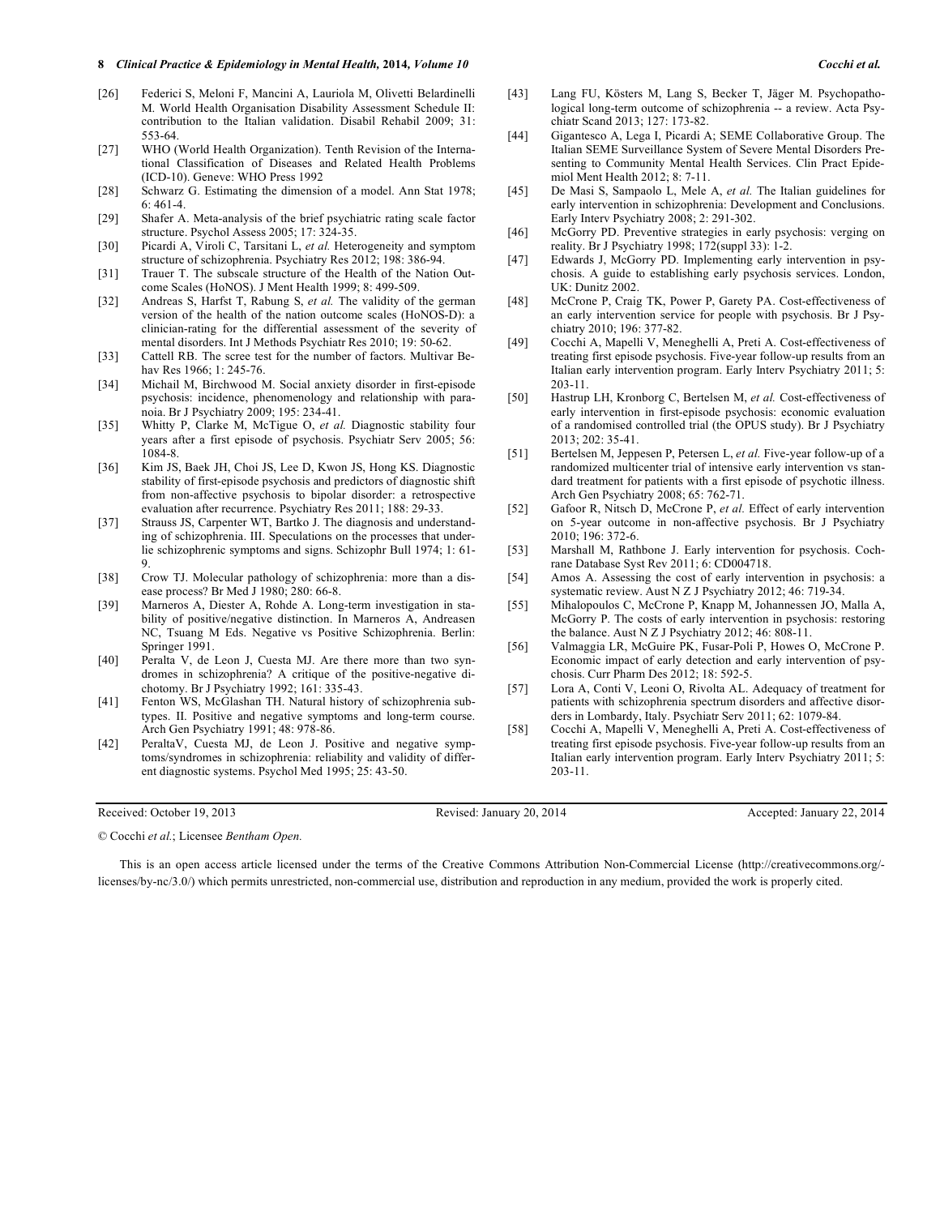[26] Federici S, Meloni F, Mancini A, Lauriola M, Olivetti Belardinelli M. World Health Organisation Disability Assessment Schedule II: contribution to the Italian validation. Disabil Rehabil 2009; 31: 553-64.

[27] WHO (World Health Organization). Tenth Revision of the International Classification of Diseases and Related Health Problems (ICD-10). Geneve: WHO Press 1992

[28] Schwarz G. Estimating the dimension of a model. Ann Stat 1978; 6: 461-4.

[29] Shafer A. Meta-analysis of the brief psychiatric rating scale factor structure. Psychol Assess 2005; 17: 324-35.

[30] Picardi A, Viroli C, Tarsitani L, *et al.* Heterogeneity and symptom structure of schizophrenia. Psychiatry Res 2012; 198: 386-94.

[31] Trauer T. The subscale structure of the Health of the Nation Outcome Scales (HoNOS). J Ment Health 1999; 8: 499-509.

[32] Andreas S, Harfst T, Rabung S, *et al.* The validity of the german version of the health of the nation outcome scales (HoNOS-D): a clinician-rating for the differential assessment of the severity of mental disorders. Int J Methods Psychiatr Res 2010; 19: 50-62.

[33] Cattell RB. The scree test for the number of factors. Multivar Behav Res 1966; 1: 245-76.

[34] Michail M, Birchwood M. Social anxiety disorder in first-episode psychosis: incidence, phenomenology and relationship with paranoia. Br J Psychiatry 2009; 195: 234-41.

[35] Whitty P, Clarke M, McTigue O, *et al.* Diagnostic stability four years after a first episode of psychosis. Psychiatr Serv 2005; 56: 1084-8.

[36] Kim JS, Baek JH, Choi JS, Lee D, Kwon JS, Hong KS. Diagnostic stability of first-episode psychosis and predictors of diagnostic shift from non-affective psychosis to bipolar disorder: a retrospective evaluation after recurrence. Psychiatry Res 2011; 188: 29-33.

[37] Strauss JS, Carpenter WT, Bartko J. The diagnosis and understanding of schizophrenia. III. Speculations on the processes that underlie schizophrenic symptoms and signs. Schizophr Bull 1974; 1: 61-9.

[38] Crow TJ. Molecular pathology of schizophrenia: more than a disease process? Br Med J 1980; 280: 66-8.

[39] Marneros A, Diester A, Rohde A. Long-term investigation in stability of positive/negative distinction. In Marneros A, Andreasen NC, Tsuang M Eds. Negative vs Positive Schizophrenia. Berlin: Springer 1991.

[40] Peralta V, de Leon J, Cuesta MJ. Are there more than two syndromes in schizophrenia? A critique of the positive-negative dichotomy. Br J Psychiatry 1992; 161: 335-43.

[41] Fenton WS, McGlashan TH. Natural history of schizophrenia subtypes. II. Positive and negative symptoms and long-term course. Arch Gen Psychiatry 1991; 48: 978-86.

[42] PeraltaV, Cuesta MJ, de Leon J. Positive and negative symptoms/syndromes in schizophrenia: reliability and validity of different diagnostic systems. Psychol Med 1995; 25: 43-50.

[43] Lang FU, Kösters M, Lang S, Becker T, Jäger M. Psychopathological long-term outcome of schizophrenia -- a review. Acta Psychiatr Scand 2013; 127: 173-82.

[44] Gigantesco A, Lega I, Picardi A; SEME Collaborative Group. The Italian SEME Surveillance System of Severe Mental Disorders Presenting to Community Mental Health Services. Clin Pract Epidemiol Ment Health 2012; 8: 7-11.

[45] De Masi S, Sampaolo L, Mele A, *et al.* The Italian guidelines for early intervention in schizophrenia: Development and Conclusions. Early Interv Psychiatry 2008; 2: 291-302.

[46] McGorry PD. Preventive strategies in early psychosis: verging on reality. Br J Psychiatry 1998; 172(suppl 33): 1-2.

[47] Edwards J, McGorry PD. Implementing early intervention in psychosis. A guide to establishing early psychosis services. London, UK: Dunitz 2002.

[48] McCrone P, Craig TK, Power P, Garety PA. Cost-effectiveness of an early intervention service for people with psychosis. Br J Psychiatry 2010; 196: 377-82.

[49] Cocchi A, Mapelli V, Meneghelli A, Preti A. Cost-effectiveness of treating first episode psychosis. Five-year follow-up results from an Italian early intervention program. Early Interv Psychiatry 2011; 5: 203-11.

[50] Hastrup LH, Kronborg C, Bertelsen M, *et al.* Cost-effectiveness of early intervention in first-episode psychosis: economic evaluation of a randomised controlled trial (the OPUS study). Br J Psychiatry 2013; 202: 35-41.

[51] Bertelsen M, Jeppesen P, Petersen L, *et al.* Five-year follow-up of a randomized multicenter trial of intensive early intervention vs standard treatment for patients with a first episode of psychotic illness. Arch Gen Psychiatry 2008; 65: 762-71.

[52] Gafoor R, Nitsch D, McCrone P, *et al.* Effect of early intervention on 5-year outcome in non-affective psychosis. Br J Psychiatry 2010; 196: 372-6.

[53] Marshall M, Rathbone J. Early intervention for psychosis. Cochrane Database Syst Rev 2011; 6: CD004718.

[54] Amos A. Assessing the cost of early intervention in psychosis: a systematic review. Aust N Z J Psychiatry 2012; 46: 719-34.

[55] Mihalopoulos C, McCrone P, Knapp M, Johannessen JO, Malla A, McGorry P. The costs of early intervention in psychosis: restoring the balance. Aust N Z J Psychiatry 2012; 46: 808-11.

[56] Valmaggia LR, McGuire PK, Fusar-Poli P, Howes O, McCrone P. Economic impact of early detection and early intervention of psychosis. Curr Pharm Des 2012; 18: 592-5.

[57] Lora A, Conti V, Leoni O, Rivolta AL. Adequacy of treatment for patients with schizophrenia spectrum disorders and affective disorders in Lombardy, Italy. Psychiatr Serv 2011; 62: 1079-84.

[58] Cocchi A, Mapelli V, Meneghelli A, Preti A. Cost-effectiveness of treating first episode psychosis. Five-year follow-up results from an Italian early intervention program. Early Interv Psychiatry 2011; 5: 203-11.

Received: October 19, 2013 Revised: January 20, 2014 Accepted: January 22, 2014

© Cocchi *et al.*; Licensee *Bentham Open.*

This is an open access article licensed under the terms of the Creative Commons Attribution Non-Commercial License (http://creativecommons.org/-licenses/by-nc/3.0/) which permits unrestricted, non-commercial use, distribution and reproduction in any medium, provided the work is properly cited.